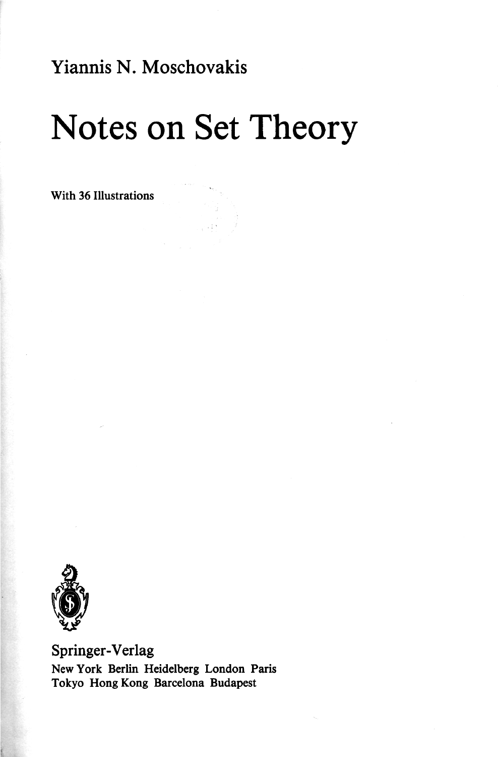Yiannis N. Moschovakis

# Notes on Set Theory

With 36 Illustrations

Springer-Verlag
New York Berlin Heidelberg London Paris
Tokyo Hong Kong Barcelona Budapest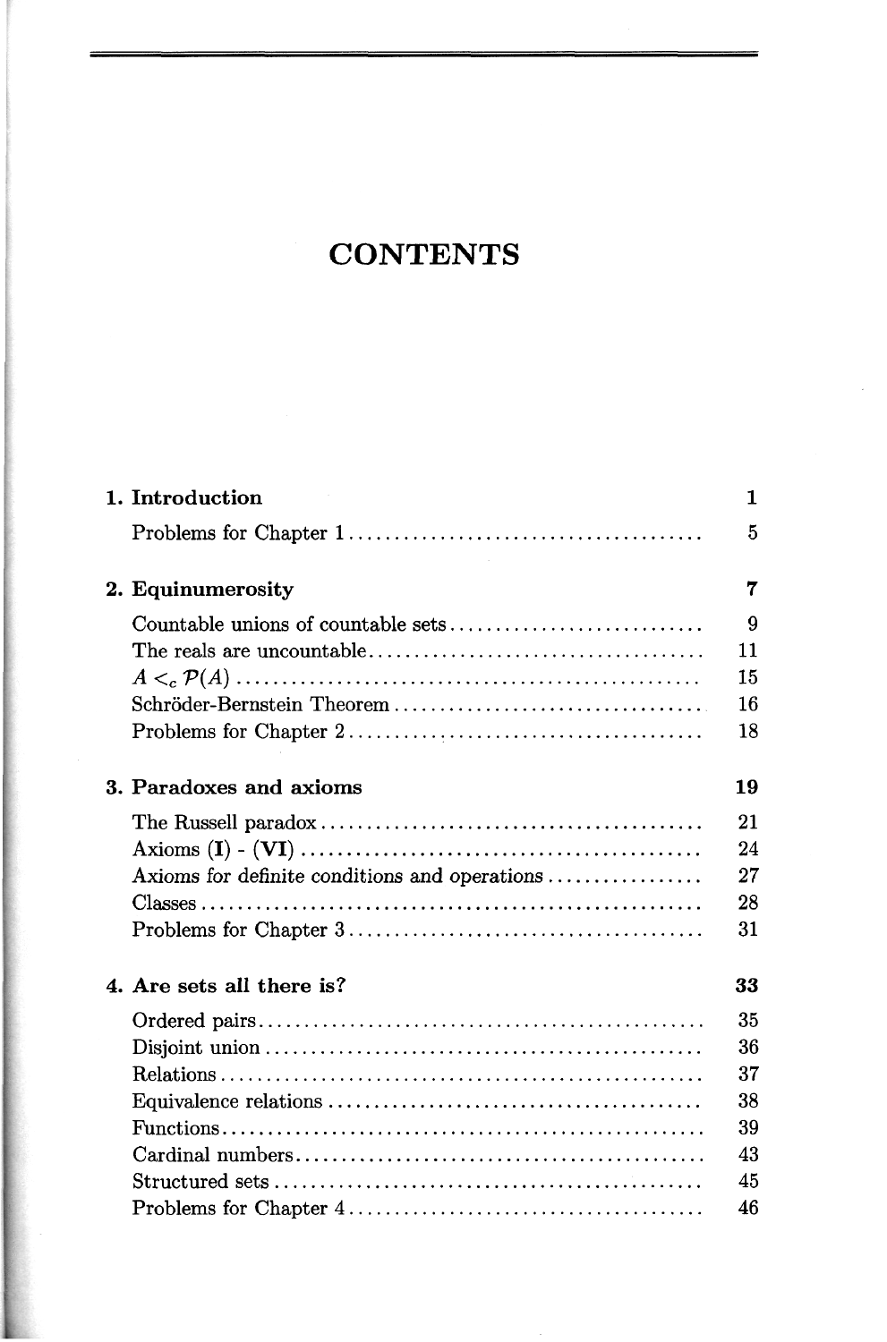# CONTENTS

| | |
|---|---|
| **1. Introduction** | **1** |
| Problems for Chapter 1 | 5 |
| **2. Equinumerosity** | **7** |
| Countable unions of countable sets | 9 |
| The reals are uncountable | 11 |
| $A <_c \mathcal{P}(A)$ | 15 |
| Schröder-Bernstein Theorem | 16 |
| Problems for Chapter 2 | 18 |
| **3. Paradoxes and axioms** | **19** |
| The Russell paradox | 21 |
| Axioms (**I**) - (**VI**) | 24 |
| Axioms for definite conditions and operations | 27 |
| Classes | 28 |
| Problems for Chapter 3 | 31 |
| **4. Are sets all there is?** | **33** |
| Ordered pairs | 35 |
| Disjoint union | 36 |
| Relations | 37 |
| Equivalence relations | 38 |
| Functions | 39 |
| Cardinal numbers | 43 |
| Structured sets | 45 |
| Problems for Chapter 4 | 46 |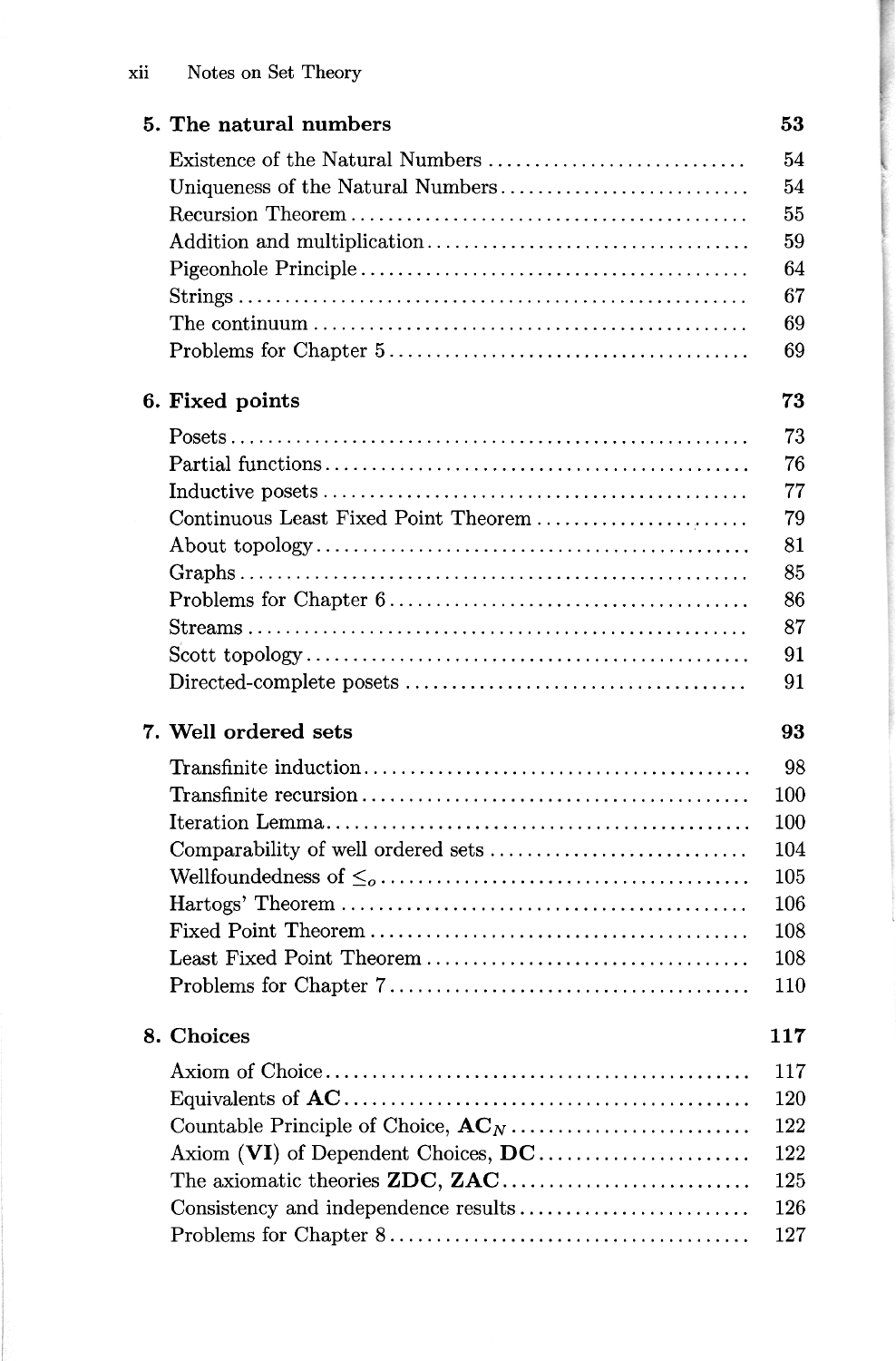## 5. The natural numbers — 53

- Existence of the Natural Numbers — 54
- Uniqueness of the Natural Numbers — 54
- Recursion Theorem — 55
- Addition and multiplication — 59
- Pigeonhole Principle — 64
- Strings — 67
- The continuum — 69
- Problems for Chapter 5 — 69

## 6. Fixed points — 73

- Posets — 73
- Partial functions — 76
- Inductive posets — 77
- Continuous Least Fixed Point Theorem — 79
- About topology — 81
- Graphs — 85
- Problems for Chapter 6 — 86
- Streams — 87
- Scott topology — 91
- Directed-complete posets — 91

## 7. Well ordered sets — 93

- Transfinite induction — 98
- Transfinite recursion — 100
- Iteration Lemma — 100
- Comparability of well ordered sets — 104
- Wellfoundedness of $\leq_o$ — 105
- Hartogs' Theorem — 106
- Fixed Point Theorem — 108
- Least Fixed Point Theorem — 108
- Problems for Chapter 7 — 110

## 8. Choices — 117

- Axiom of Choice — 117
- Equivalents of **AC** — 120
- Countable Principle of Choice, $\mathbf{AC}_N$ — 122
- Axiom (**VI**) of Dependent Choices, **DC** — 122
- The axiomatic theories **ZDC**, **ZAC** — 125
- Consistency and independence results — 126
- Problems for Chapter 8 — 127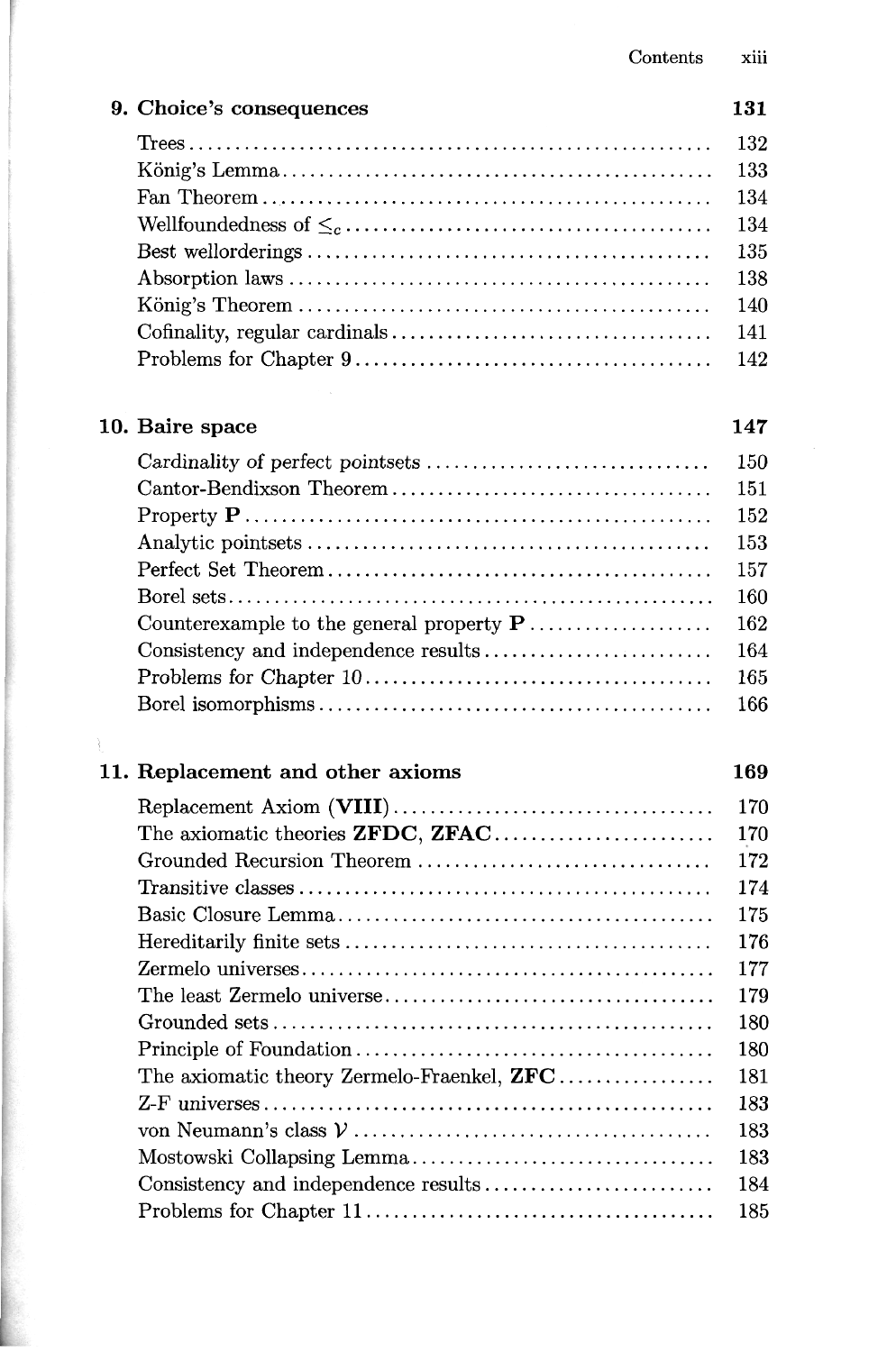## 9. Choice's consequences — 131

- Trees — 132
- König's Lemma — 133
- Fan Theorem — 134
- Wellfoundedness of $\leq_c$ — 134
- Best wellorderings — 135
- Absorption laws — 138
- König's Theorem — 140
- Cofinality, regular cardinals — 141
- Problems for Chapter 9 — 142

## 10. Baire space — 147

- Cardinality of perfect pointsets — 150
- Cantor-Bendixson Theorem — 151
- Property **P** — 152
- Analytic pointsets — 153
- Perfect Set Theorem — 157
- Borel sets — 160
- Counterexample to the general property **P** — 162
- Consistency and independence results — 164
- Problems for Chapter 10 — 165
- Borel isomorphisms — 166

## 11. Replacement and other axioms — 169

- Replacement Axiom (**VIII**) — 170
- The axiomatic theories **ZFDC**, **ZFAC** — 170
- Grounded Recursion Theorem — 172
- Transitive classes — 174
- Basic Closure Lemma — 175
- Hereditarily finite sets — 176
- Zermelo universes — 177
- The least Zermelo universe — 179
- Grounded sets — 180
- Principle of Foundation — 180
- The axiomatic theory Zermelo-Fraenkel, **ZFC** — 181
- Z-F universes — 183
- von Neumann's class $\mathcal{V}$ — 183
- Mostowski Collapsing Lemma — 183
- Consistency and independence results — 184
- Problems for Chapter 11 — 185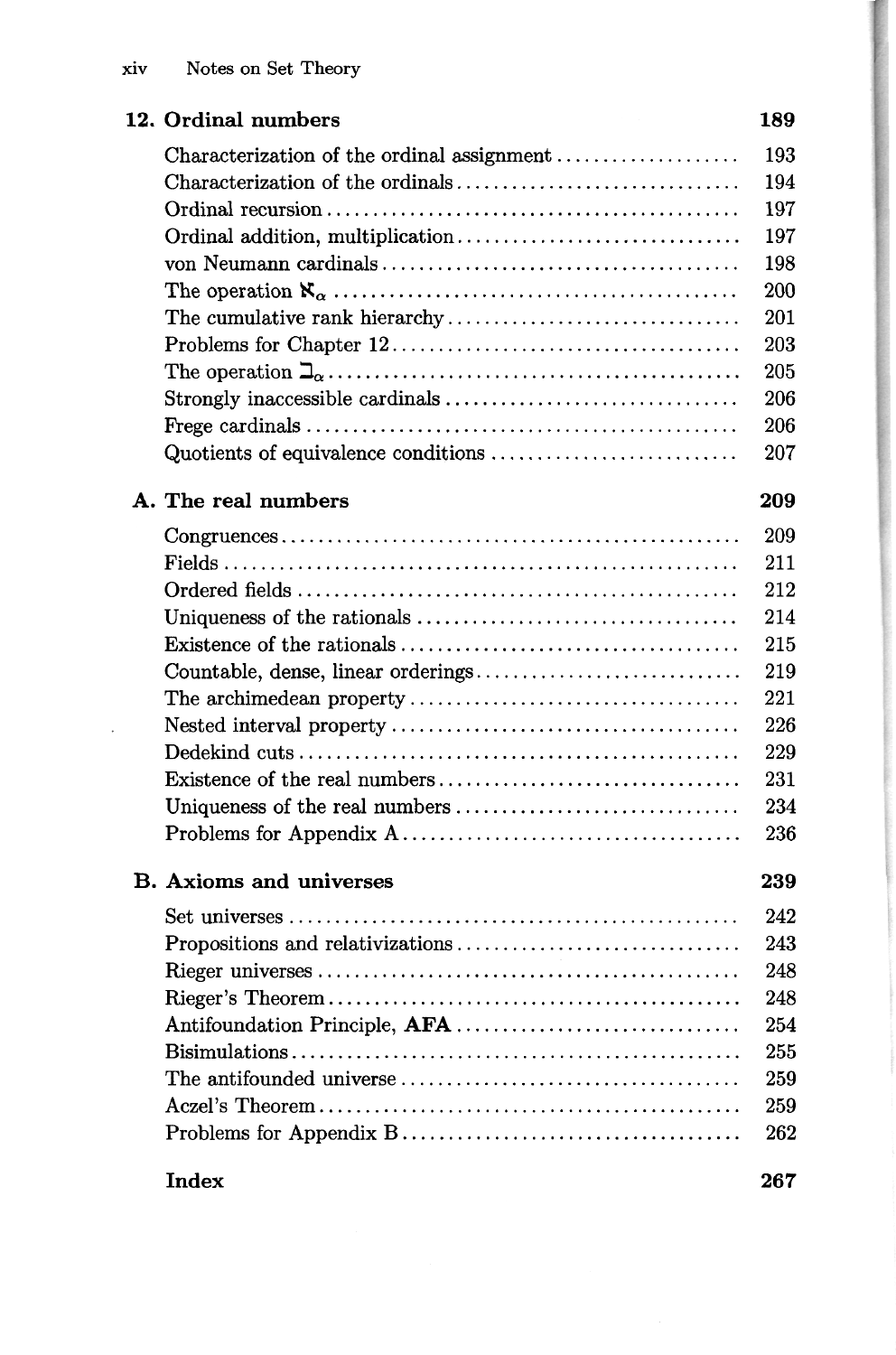## 12. Ordinal numbers — 189

| | |
|---|---|
| Characterization of the ordinal assignment | 193 |
| Characterization of the ordinals | 194 |
| Ordinal recursion | 197 |
| Ordinal addition, multiplication | 197 |
| von Neumann cardinals | 198 |
| The operation $\aleph_\alpha$ | 200 |
| The cumulative rank hierarchy | 201 |
| Problems for Chapter 12 | 203 |
| The operation $\beth_\alpha$ | 205 |
| Strongly inaccessible cardinals | 206 |
| Frege cardinals | 206 |
| Quotients of equivalence conditions | 207 |

## A. The real numbers — 209

| | |
|---|---|
| Congruences | 209 |
| Fields | 211 |
| Ordered fields | 212 |
| Uniqueness of the rationals | 214 |
| Existence of the rationals | 215 |
| Countable, dense, linear orderings | 219 |
| The archimedean property | 221 |
| Nested interval property | 226 |
| Dedekind cuts | 229 |
| Existence of the real numbers | 231 |
| Uniqueness of the real numbers | 234 |
| Problems for Appendix A | 236 |

## B. Axioms and universes — 239

| | |
|---|---|
| Set universes | 242 |
| Propositions and relativizations | 243 |
| Rieger universes | 248 |
| Rieger's Theorem | 248 |
| Antifoundation Principle, **AFA** | 254 |
| Bisimulations | 255 |
| The antifounded universe | 259 |
| Aczel's Theorem | 259 |
| Problems for Appendix B | 262 |

## Index — 267